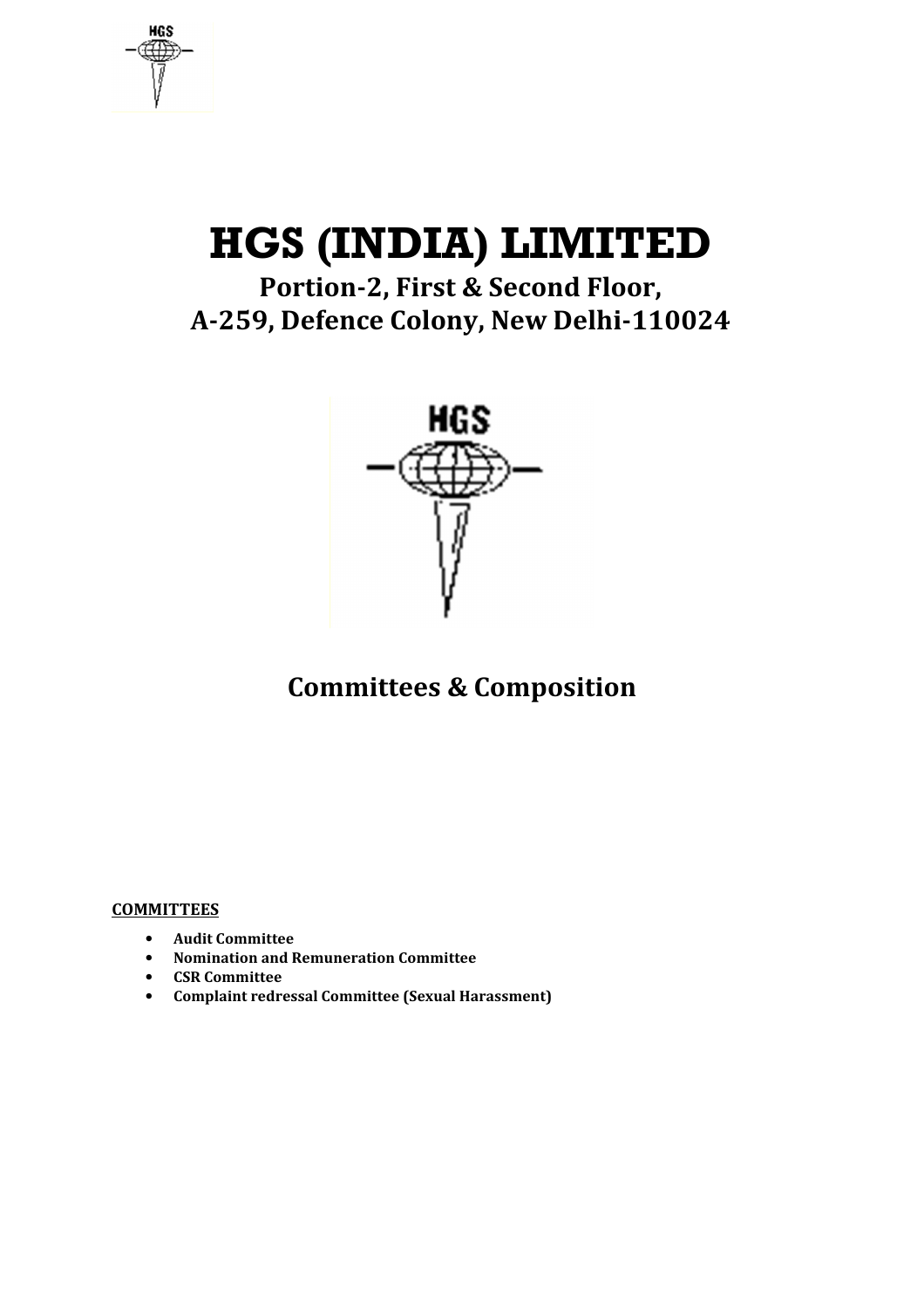# HGS (INDIA) LIMITED

## Portion-2, First & Second Floor, A-259, Defence Colony, New Delhi-110024

## Committees & Composition

**COMMITTEES**

- **Audit Committee**
- **Nomination and Remuneration Committee**
- **CSR Committee**
- **Complaint redressal Committee (Sexual Harassment)**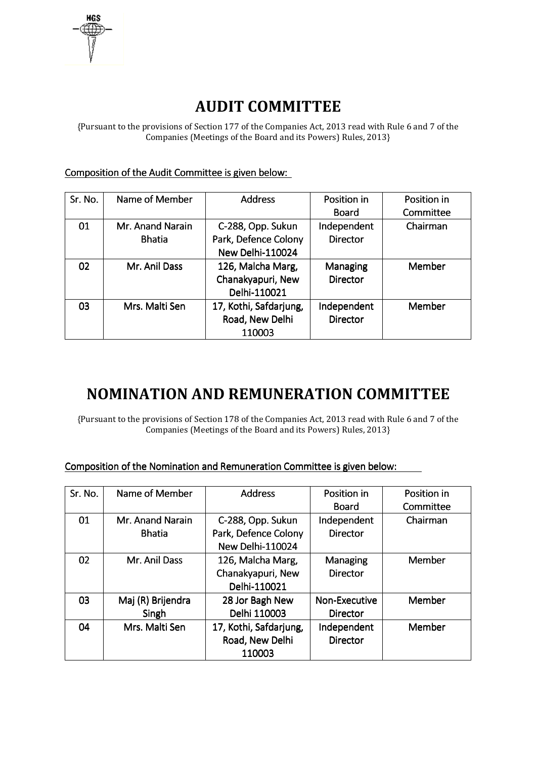# AUDIT COMMITTEE

{Pursuant to the provisions of Section 177 of the Companies Act, 2013 read with Rule 6 and 7 of the Companies (Meetings of the Board and its Powers) Rules, 2013}

Composition of the Audit Committee is given below:

| Sr. No. | Name of Member | Address | Position in Board | Position in Committee |
|---|---|---|---|---|
| 01 | Mr. Anand Narain Bhatia | C-288, Opp. Sukun Park, Defence Colony New Delhi-110024 | Independent Director | Chairman |
| 02 | Mr. Anil Dass | 126, Malcha Marg, Chanakyapuri, New Delhi-110021 | Managing Director | Member |
| 03 | Mrs. Malti Sen | 17, Kothi, Safdarjung, Road, New Delhi 110003 | Independent Director | Member |

# NOMINATION AND REMUNERATION COMMITTEE

{Pursuant to the provisions of Section 178 of the Companies Act, 2013 read with Rule 6 and 7 of the Companies (Meetings of the Board and its Powers) Rules, 2013}

Composition of the Nomination and Remuneration Committee is given below:

| Sr. No. | Name of Member | Address | Position in Board | Position in Committee |
|---|---|---|---|---|
| 01 | Mr. Anand Narain Bhatia | C-288, Opp. Sukun Park, Defence Colony New Delhi-110024 | Independent Director | Chairman |
| 02 | Mr. Anil Dass | 126, Malcha Marg, Chanakyapuri, New Delhi-110021 | Managing Director | Member |
| 03 | Maj (R) Brijendra Singh | 28 Jor Bagh New Delhi 110003 | Non-Executive Director | Member |
| 04 | Mrs. Malti Sen | 17, Kothi, Safdarjung, Road, New Delhi 110003 | Independent Director | Member |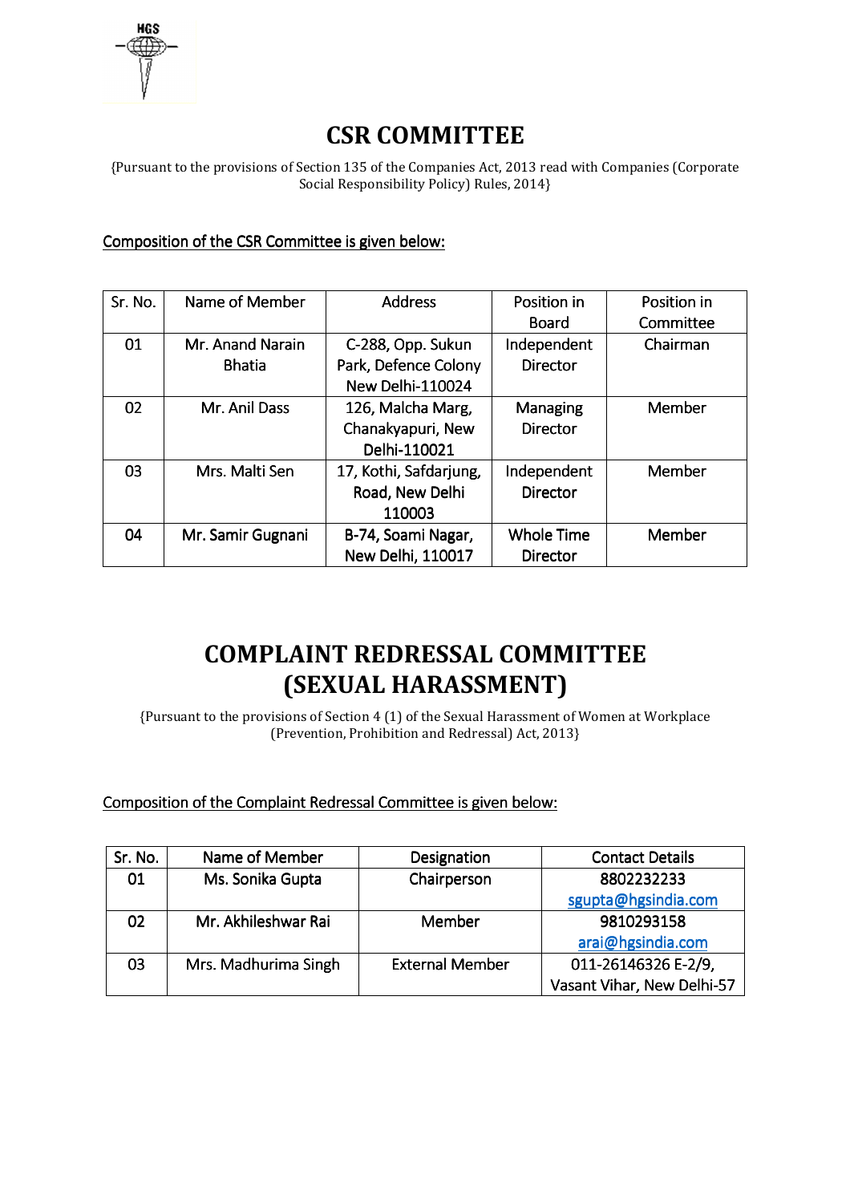# CSR COMMITTEE

{Pursuant to the provisions of Section 135 of the Companies Act, 2013 read with Companies (Corporate Social Responsibility Policy) Rules, 2014}

Composition of the CSR Committee is given below:

| Sr. No. | Name of Member | Address | Position in Board | Position in Committee |
|---|---|---|---|---|
| 01 | Mr. Anand Narain Bhatia | C-288, Opp. Sukun Park, Defence Colony New Delhi-110024 | Independent Director | Chairman |
| 02 | Mr. Anil Dass | 126, Malcha Marg, Chanakyapuri, New Delhi-110021 | Managing Director | Member |
| 03 | Mrs. Malti Sen | 17, Kothi, Safdarjung, Road, New Delhi 110003 | Independent Director | Member |
| 04 | Mr. Samir Gugnani | B-74, Soami Nagar, New Delhi, 110017 | Whole Time Director | Member |

# COMPLAINT REDRESSAL COMMITTEE (SEXUAL HARASSMENT)

{Pursuant to the provisions of Section 4 (1) of the Sexual Harassment of Women at Workplace (Prevention, Prohibition and Redressal) Act, 2013}

Composition of the Complaint Redressal Committee is given below:

| Sr. No. | Name of Member | Designation | Contact Details |
|---|---|---|---|
| 01 | Ms. Sonika Gupta | Chairperson | 8802232233 sgupta@hgsindia.com |
| 02 | Mr. Akhileshwar Rai | Member | 9810293158 arai@hgsindia.com |
| 03 | Mrs. Madhurima Singh | External Member | 011-26146326 E-2/9, Vasant Vihar, New Delhi-57 |